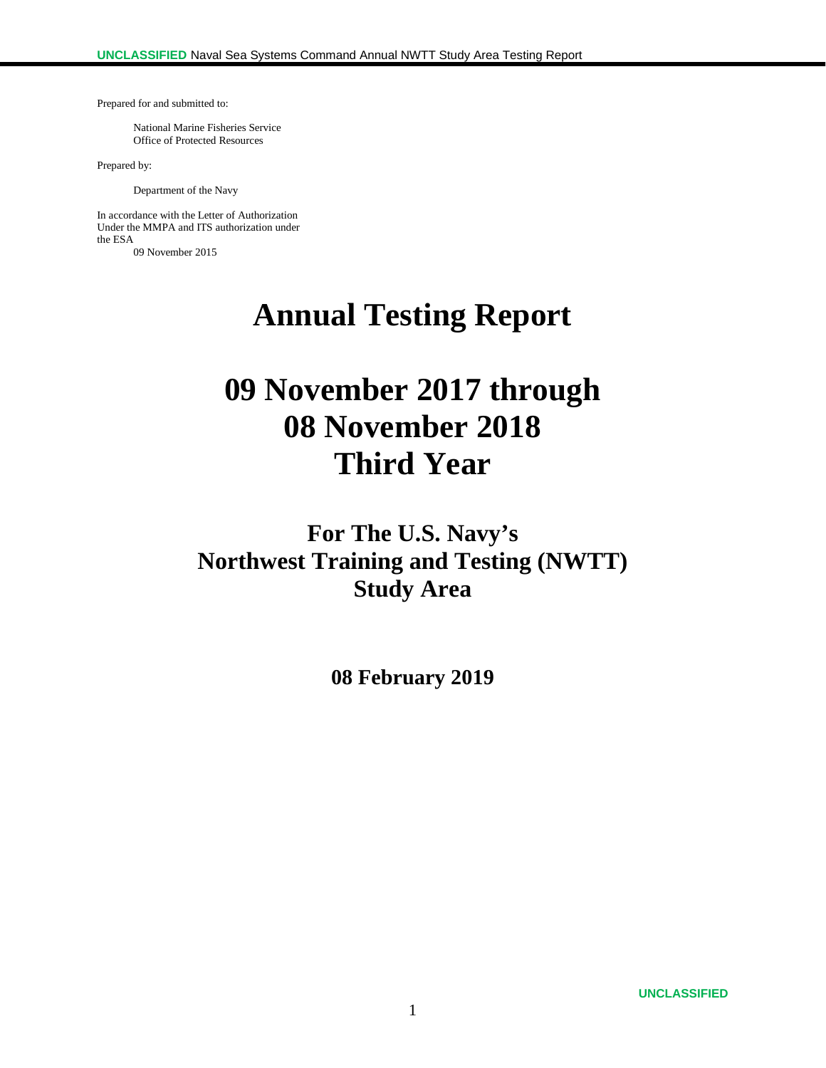Prepared for and submitted to:

National Marine Fisheries Service
Office of Protected Resources

Prepared by:

Department of the Navy

In accordance with the Letter of Authorization
Under the MMPA and ITS authorization under
the ESA
09 November 2015

# Annual Testing Report

# 09 November 2017 through 08 November 2018 Third Year

## For The U.S. Navy's Northwest Training and Testing (NWTT) Study Area

**08 February 2019**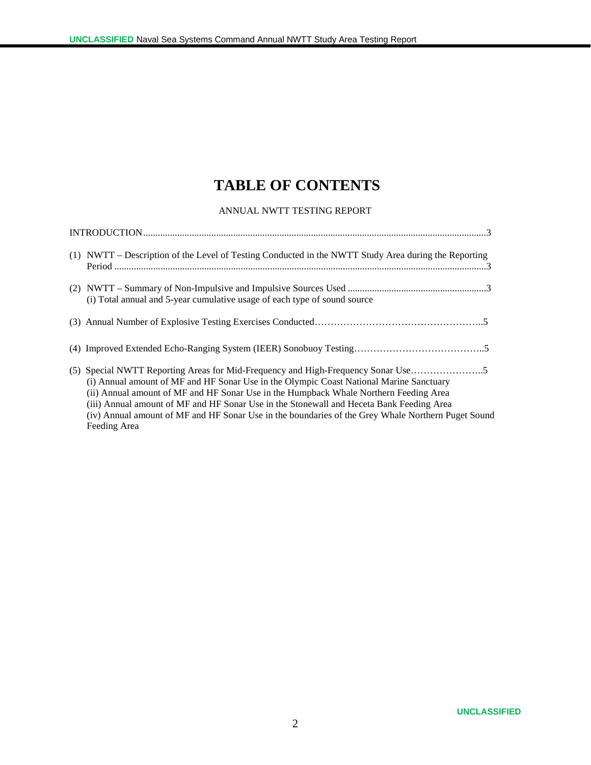# TABLE OF CONTENTS

ANNUAL NWTT TESTING REPORT

INTRODUCTION....................................................................................................................................3

(1) NWTT – Description of the Level of Testing Conducted in the NWTT Study Area during the Reporting Period ....................................................................................................................................3

(2) NWTT – Summary of Non-Impulsive and Impulsive Sources Used ....................................................3
   (i) Total annual and 5-year cumulative usage of each type of sound source

(3) Annual Number of Explosive Testing Exercises Conducted……………………………………………..5

(4) Improved Extended Echo-Ranging System (IEER) Sonobuoy Testing…………………………………..5

(5) Special NWTT Reporting Areas for Mid-Frequency and High-Frequency Sonar Use…………………..5
   (i) Annual amount of MF and HF Sonar Use in the Olympic Coast National Marine Sanctuary
   (ii) Annual amount of MF and HF Sonar Use in the Humpback Whale Northern Feeding Area
   (iii) Annual amount of MF and HF Sonar Use in the Stonewall and Heceta Bank Feeding Area
   (iv) Annual amount of MF and HF Sonar Use in the boundaries of the Grey Whale Northern Puget Sound Feeding Area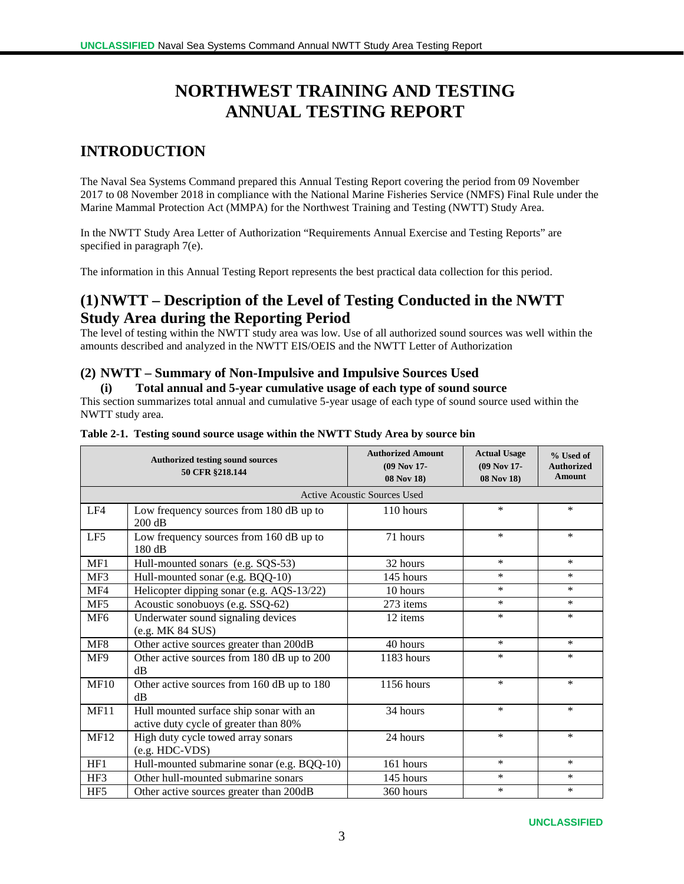# NORTHWEST TRAINING AND TESTING ANNUAL TESTING REPORT

## INTRODUCTION

The Naval Sea Systems Command prepared this Annual Testing Report covering the period from 09 November 2017 to 08 November 2018 in compliance with the National Marine Fisheries Service (NMFS) Final Rule under the Marine Mammal Protection Act (MMPA) for the Northwest Training and Testing (NWTT) Study Area.

In the NWTT Study Area Letter of Authorization "Requirements Annual Exercise and Testing Reports" are specified in paragraph 7(e).

The information in this Annual Testing Report represents the best practical data collection for this period.

## (1) NWTT – Description of the Level of Testing Conducted in the NWTT Study Area during the Reporting Period

The level of testing within the NWTT study area was low. Use of all authorized sound sources was well within the amounts described and analyzed in the NWTT EIS/OEIS and the NWTT Letter of Authorization

### (2) NWTT – Summary of Non-Impulsive and Impulsive Sources Used

#### (i) Total annual and 5-year cumulative usage of each type of sound source

This section summarizes total annual and cumulative 5-year usage of each type of sound source used within the NWTT study area.

**Table 2-1. Testing sound source usage within the NWTT Study Area by source bin**

| Authorized testing sound sources 50 CFR §218.144 | | Authorized Amount (09 Nov 17- 08 Nov 18) | Actual Usage (09 Nov 17- 08 Nov 18) | % Used of Authorized Amount |
|---|---|---|---|---|
| Active Acoustic Sources Used | | | | |
| LF4 | Low frequency sources from 180 dB up to 200 dB | 110 hours | * | * |
| LF5 | Low frequency sources from 160 dB up to 180 dB | 71 hours | * | * |
| MF1 | Hull-mounted sonars (e.g. SQS-53) | 32 hours | * | * |
| MF3 | Hull-mounted sonar (e.g. BQQ-10) | 145 hours | * | * |
| MF4 | Helicopter dipping sonar (e.g. AQS-13/22) | 10 hours | * | * |
| MF5 | Acoustic sonobuoys (e.g. SSQ-62) | 273 items | * | * |
| MF6 | Underwater sound signaling devices (e.g. MK 84 SUS) | 12 items | * | * |
| MF8 | Other active sources greater than 200dB | 40 hours | * | * |
| MF9 | Other active sources from 180 dB up to 200 dB | 1183 hours | * | * |
| MF10 | Other active sources from 160 dB up to 180 dB | 1156 hours | * | * |
| MF11 | Hull mounted surface ship sonar with an active duty cycle of greater than 80% | 34 hours | * | * |
| MF12 | High duty cycle towed array sonars (e.g. HDC-VDS) | 24 hours | * | * |
| HF1 | Hull-mounted submarine sonar (e.g. BQQ-10) | 161 hours | * | * |
| HF3 | Other hull-mounted submarine sonars | 145 hours | * | * |
| HF5 | Other active sources greater than 200dB | 360 hours | * | * |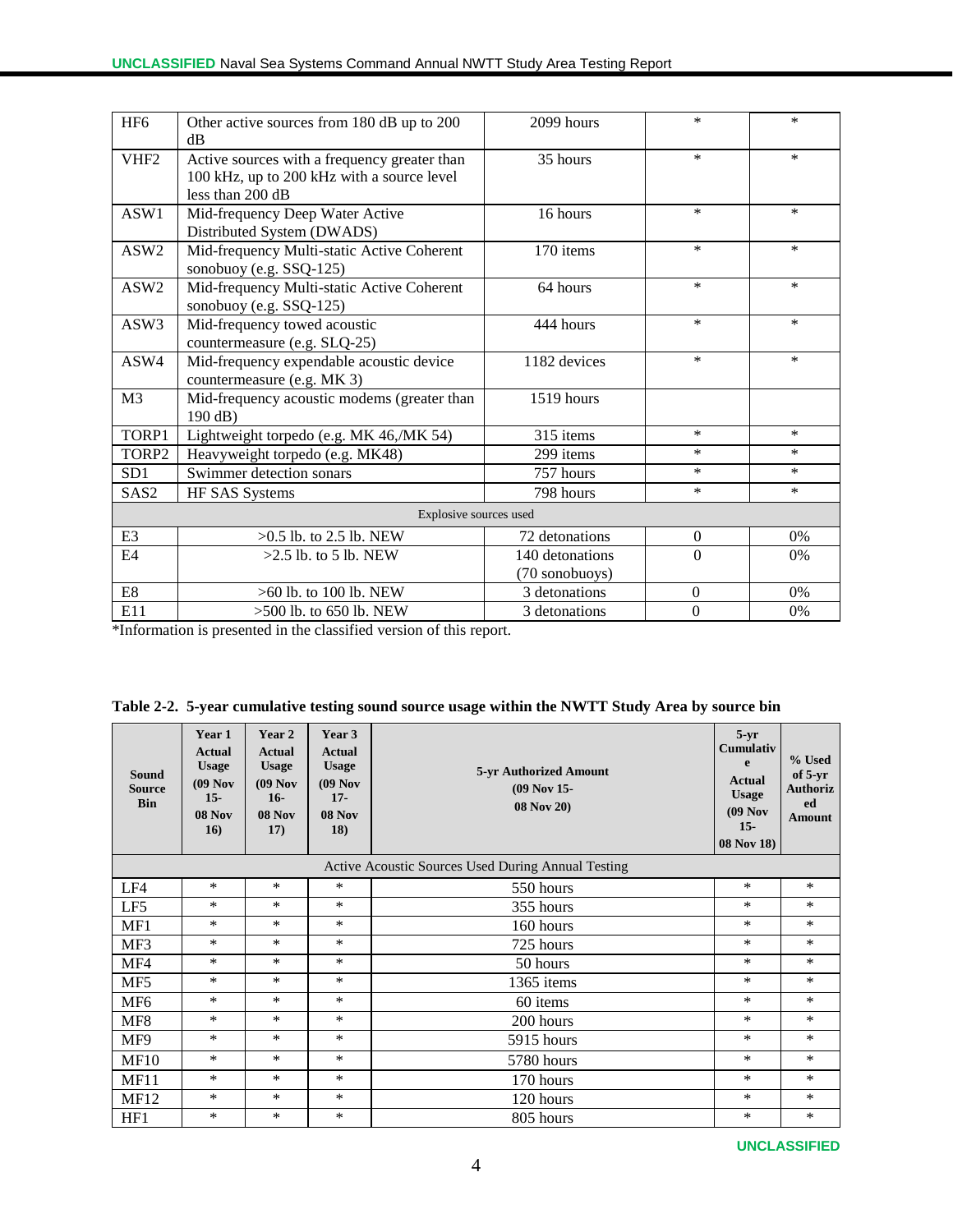| HF6 | Other active sources from 180 dB up to 200 dB | 2099 hours | * | * |
|---|---|---|---|---|
| VHF2 | Active sources with a frequency greater than 100 kHz, up to 200 kHz with a source level less than 200 dB | 35 hours | * | * |
| ASW1 | Mid-frequency Deep Water Active Distributed System (DWADS) | 16 hours | * | * |
| ASW2 | Mid-frequency Multi-static Active Coherent sonobuoy (e.g. SSQ-125) | 170 items | * | * |
| ASW2 | Mid-frequency Multi-static Active Coherent sonobuoy (e.g. SSQ-125) | 64 hours | * | * |
| ASW3 | Mid-frequency towed acoustic countermeasure (e.g. SLQ-25) | 444 hours | * | * |
| ASW4 | Mid-frequency expendable acoustic device countermeasure (e.g. MK 3) | 1182 devices | * | * |
| M3 | Mid-frequency acoustic modems (greater than 190 dB) | 1519 hours | | |
| TORP1 | Lightweight torpedo (e.g. MK 46,/MK 54) | 315 items | * | * |
| TORP2 | Heavyweight torpedo (e.g. MK48) | 299 items | * | * |
| SD1 | Swimmer detection sonars | 757 hours | * | * |
| SAS2 | HF SAS Systems | 798 hours | * | * |
| Explosive sources used | | | | |
| E3 | >0.5 lb. to 2.5 lb. NEW | 72 detonations | 0 | 0% |
| E4 | >2.5 lb. to 5 lb. NEW | 140 detonations (70 sonobuoys) | 0 | 0% |
| E8 | >60 lb. to 100 lb. NEW | 3 detonations | 0 | 0% |
| E11 | >500 lb. to 650 lb. NEW | 3 detonations | 0 | 0% |

*Information is presented in the classified version of this report.

**Table 2-2. 5-year cumulative testing sound source usage within the NWTT Study Area by source bin**

| Sound Source Bin | Year 1 Actual Usage (09 Nov 15- 08 Nov 16) | Year 2 Actual Usage (09 Nov 16- 08 Nov 17) | Year 3 Actual Usage (09 Nov 17- 08 Nov 18) | 5-yr Authorized Amount (09 Nov 15- 08 Nov 20) | 5-yr Cumulative Actual Usage (09 Nov 15- 08 Nov 18) | % Used of 5-yr Authorized Amount |
|---|---|---|---|---|---|---|
| Active Acoustic Sources Used During Annual Testing | | | | | | |
| LF4 | * | * | * | 550 hours | * | * |
| LF5 | * | * | * | 355 hours | * | * |
| MF1 | * | * | * | 160 hours | * | * |
| MF3 | * | * | * | 725 hours | * | * |
| MF4 | * | * | * | 50 hours | * | * |
| MF5 | * | * | * | 1365 items | * | * |
| MF6 | * | * | * | 60 items | * | * |
| MF8 | * | * | * | 200 hours | * | * |
| MF9 | * | * | * | 5915 hours | * | * |
| MF10 | * | * | * | 5780 hours | * | * |
| MF11 | * | * | * | 170 hours | * | * |
| MF12 | * | * | * | 120 hours | * | * |
| HF1 | * | * | * | 805 hours | * | * |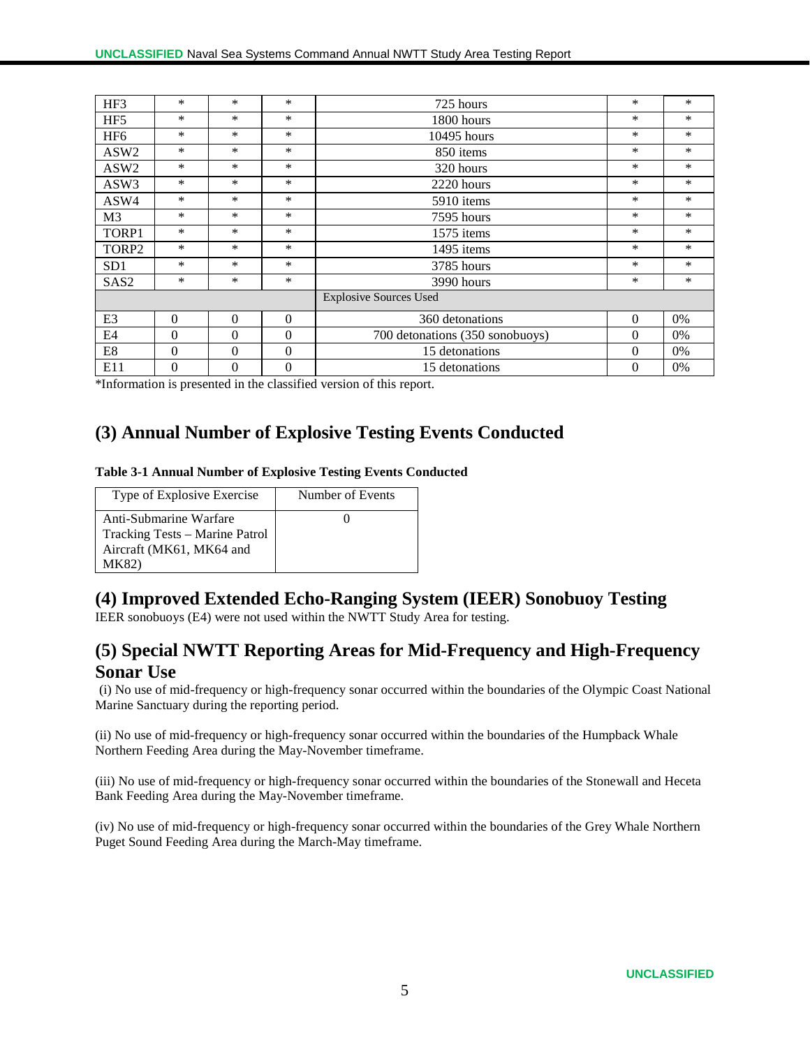| | | | | | | |
|---|---|---|---|---|---|---|
| HF3 | * | * | * | 725 hours | * | * |
| HF5 | * | * | * | 1800 hours | * | * |
| HF6 | * | * | * | 10495 hours | * | * |
| ASW2 | * | * | * | 850 items | * | * |
| ASW2 | * | * | * | 320 hours | * | * |
| ASW3 | * | * | * | 2220 hours | * | * |
| ASW4 | * | * | * | 5910 items | * | * |
| M3 | * | * | * | 7595 hours | * | * |
| TORP1 | * | * | * | 1575 items | * | * |
| TORP2 | * | * | * | 1495 items | * | * |
| SD1 | * | * | * | 3785 hours | * | * |
| SAS2 | * | * | * | 3990 hours | * | * |
| | | | | Explosive Sources Used | | |
| E3 | 0 | 0 | 0 | 360 detonations | 0 | 0% |
| E4 | 0 | 0 | 0 | 700 detonations (350 sonobuoys) | 0 | 0% |
| E8 | 0 | 0 | 0 | 15 detonations | 0 | 0% |
| E11 | 0 | 0 | 0 | 15 detonations | 0 | 0% |

*Information is presented in the classified version of this report.

## (3) Annual Number of Explosive Testing Events Conducted

**Table 3-1 Annual Number of Explosive Testing Events Conducted**

| Type of Explosive Exercise | Number of Events |
|---|---|
| Anti-Submarine Warfare Tracking Tests – Marine Patrol Aircraft (MK61, MK64 and MK82) | 0 |

## (4) Improved Extended Echo-Ranging System (IEER) Sonobuoy Testing

IEER sonobuoys (E4) were not used within the NWTT Study Area for testing.

## (5) Special NWTT Reporting Areas for Mid-Frequency and High-Frequency Sonar Use

(i) No use of mid-frequency or high-frequency sonar occurred within the boundaries of the Olympic Coast National Marine Sanctuary during the reporting period.

(ii) No use of mid-frequency or high-frequency sonar occurred within the boundaries of the Humpback Whale Northern Feeding Area during the May-November timeframe.

(iii) No use of mid-frequency or high-frequency sonar occurred within the boundaries of the Stonewall and Heceta Bank Feeding Area during the May-November timeframe.

(iv) No use of mid-frequency or high-frequency sonar occurred within the boundaries of the Grey Whale Northern Puget Sound Feeding Area during the March-May timeframe.